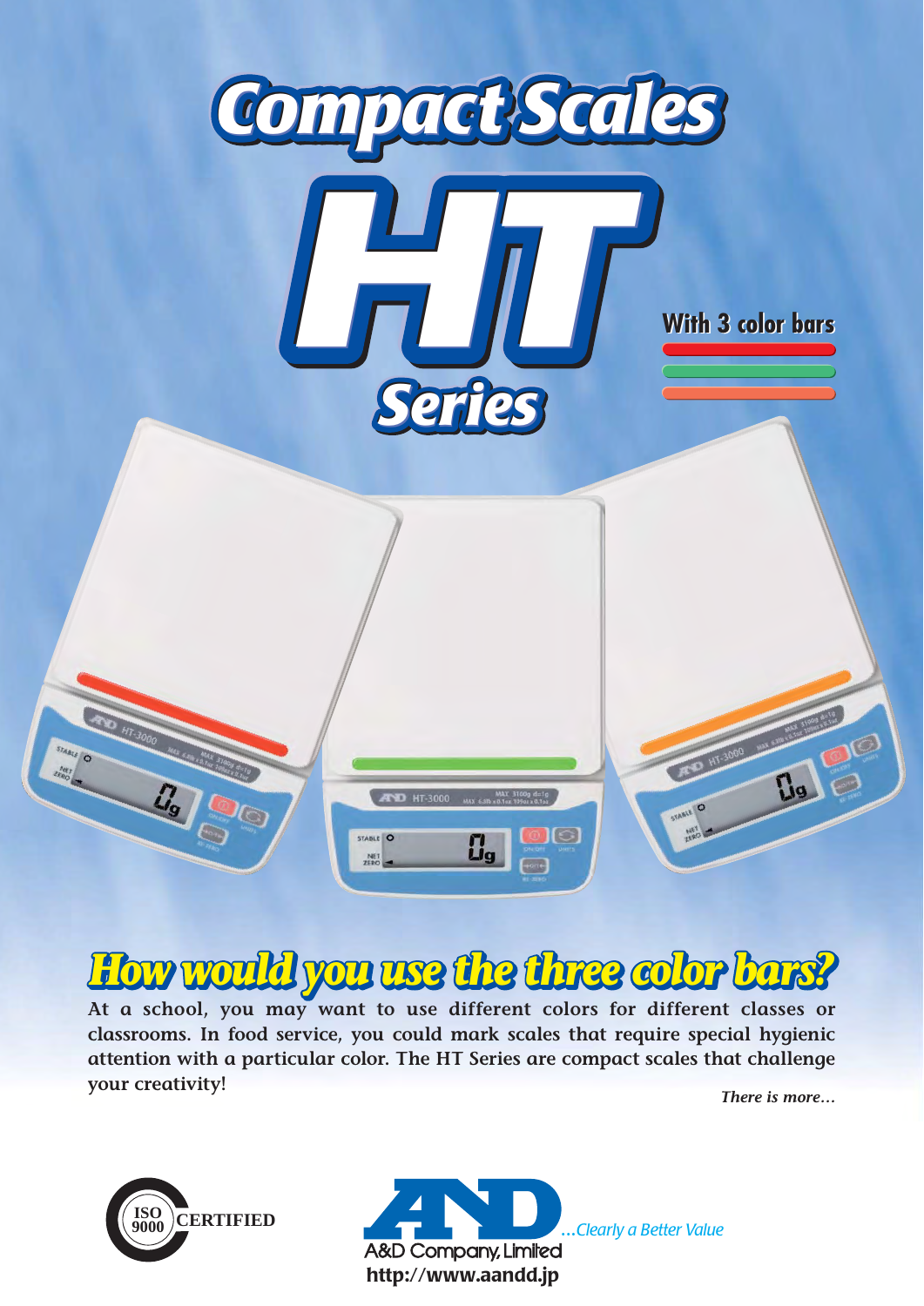# Compact Scales

# HT Series

**With 3 color bars**

## How would you use the three color bars?

At a school, you may want to use different colors for different classes or classrooms. In food service, you could mark scales that require special hygienic attention with a particular color. The HT Series are compact scales that challenge your creativity!

*There is more…*

ISO 9000 CERTIFIED

A&D Company, Limited

*…Clearly a Better Value*

**http://www.aandd.jp**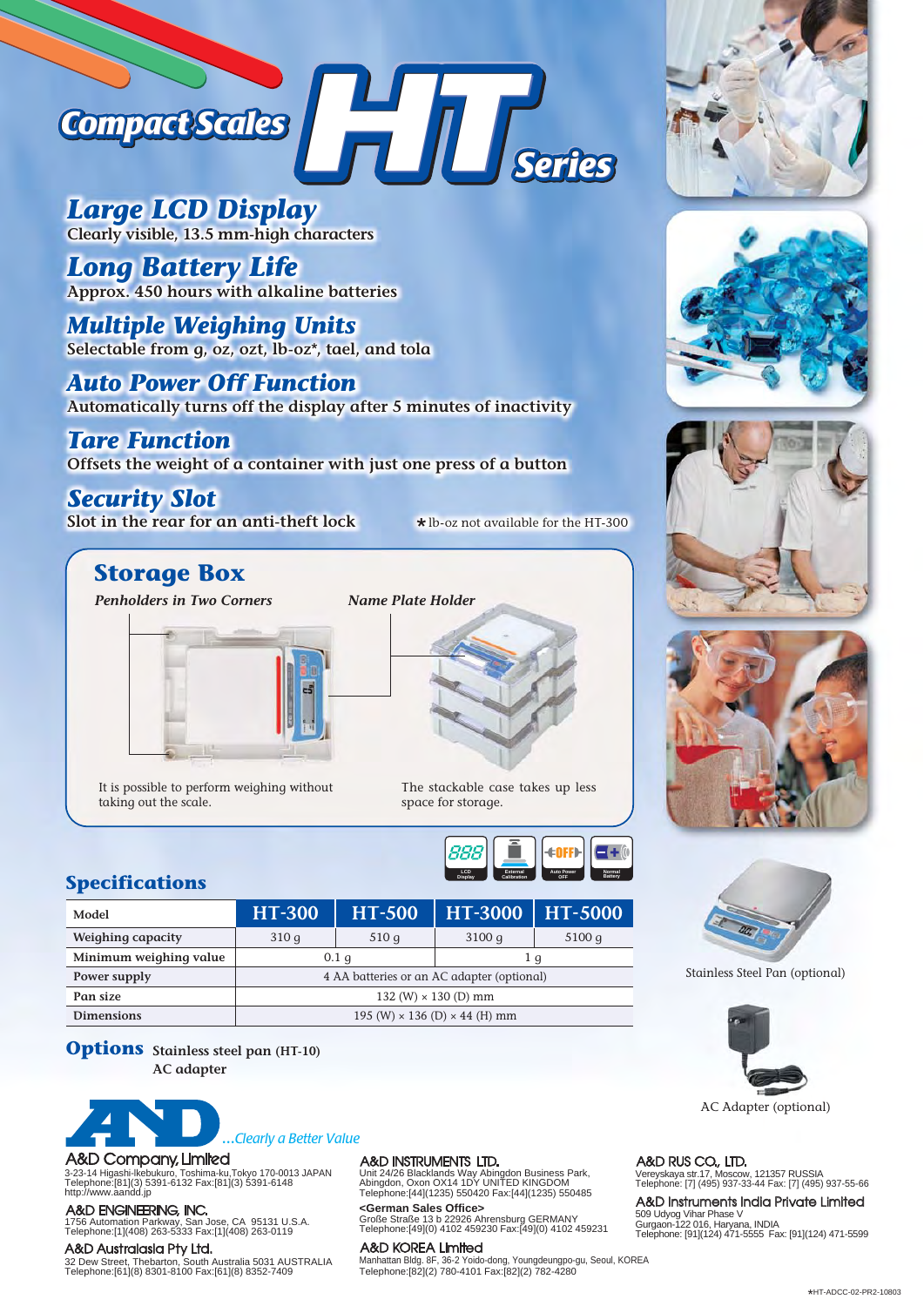# Compact Scales HT Series

## Large LCD Display
Clearly visible, 13.5 mm-high characters

## Long Battery Life
Approx. 450 hours with alkaline batteries

## Multiple Weighing Units
Selectable from g, oz, ozt, lb-oz*, tael, and tola

## Auto Power Off Function
Automatically turns off the display after 5 minutes of inactivity

## Tare Function
Offsets the weight of a container with just one press of a button

## Security Slot
Slot in the rear for an anti-theft lock

* lb-oz not available for the HT-300

## Storage Box

*Penholders in Two Corners*

It is possible to perform weighing without taking out the scale.

*Name Plate Holder*

The stackable case takes up less space for storage.

LCD Display | External Calibration | Auto Power OFF | Normal Battery

## Specifications

| Model | HT-300 | HT-500 | HT-3000 | HT-5000 |
|---|---|---|---|---|
| Weighing capacity | 310 g | 510 g | 3100 g | 5100 g |
| Minimum weighing value | 0.1 g | | 1 g | |
| Power supply | 4 AA batteries or an AC adapter (optional) | | | |
| Pan size | 132 (W) × 130 (D) mm | | | |
| Dimensions | 195 (W) × 136 (D) × 44 (H) mm | | | |

## Options
**Stainless steel pan (HT-10)**
**AC adapter**

Stainless Steel Pan (optional)

AC Adapter (optional)

A&D ...Clearly a Better Value

**A&D Company, Limited**
3-23-14 Higashi-Ikebukuro, Toshima-ku,Tokyo 170-0013 JAPAN
Telephone:[81](3) 5391-6132 Fax:[81](3) 5391-6148
http://www.aandd.jp

**A&D ENGINEERING, INC.**
1756 Automation Parkway, San Jose, CA 95131 U.S.A.
Telephone:[1](408) 263-5333 Fax:[1](408) 263-0119

**A&D Australasia Pty Ltd.**
32 Dew Street, Thebarton, South Australia 5031 AUSTRALIA
Telephone:[61](8) 8301-8100 Fax:[61](8) 8352-7409

**A&D INSTRUMENTS LTD.**
Unit 24/26 Blacklands Way Abingdon Business Park, Abingdon, Oxon OX14 1DY UNITED KINGDOM
Telephone:[44](1235) 550420 Fax:[44](1235) 550485

**<German Sales Office>**
Große Straße 13 b 22926 Ahrensburg GERMANY
Telephone:[49](0) 4102 459230 Fax:[49](0) 4102 459231

**A&D KOREA Limited**
Manhattan Bldg. 8F, 36-2 Yoido-dong, Youngdeungpo-gu, Seoul, KOREA
Telephone:[82](2) 780-4101 Fax:[82](2) 782-4280

**A&D RUS CO., LTD.**
Vereyskaya str.17, Moscow, 121357 RUSSIA
Telephone: [7] (495) 937-33-44 Fax: [7] (495) 937-55-66

**A&D Instruments India Private Limited**
509 Udyog Vihar Phase V
Gurgaon-122 016, Haryana, INDIA
Telephone: [91](124) 471-5555 Fax: [91](124) 471-5599

*HT-ADCC-02-PR2-10803